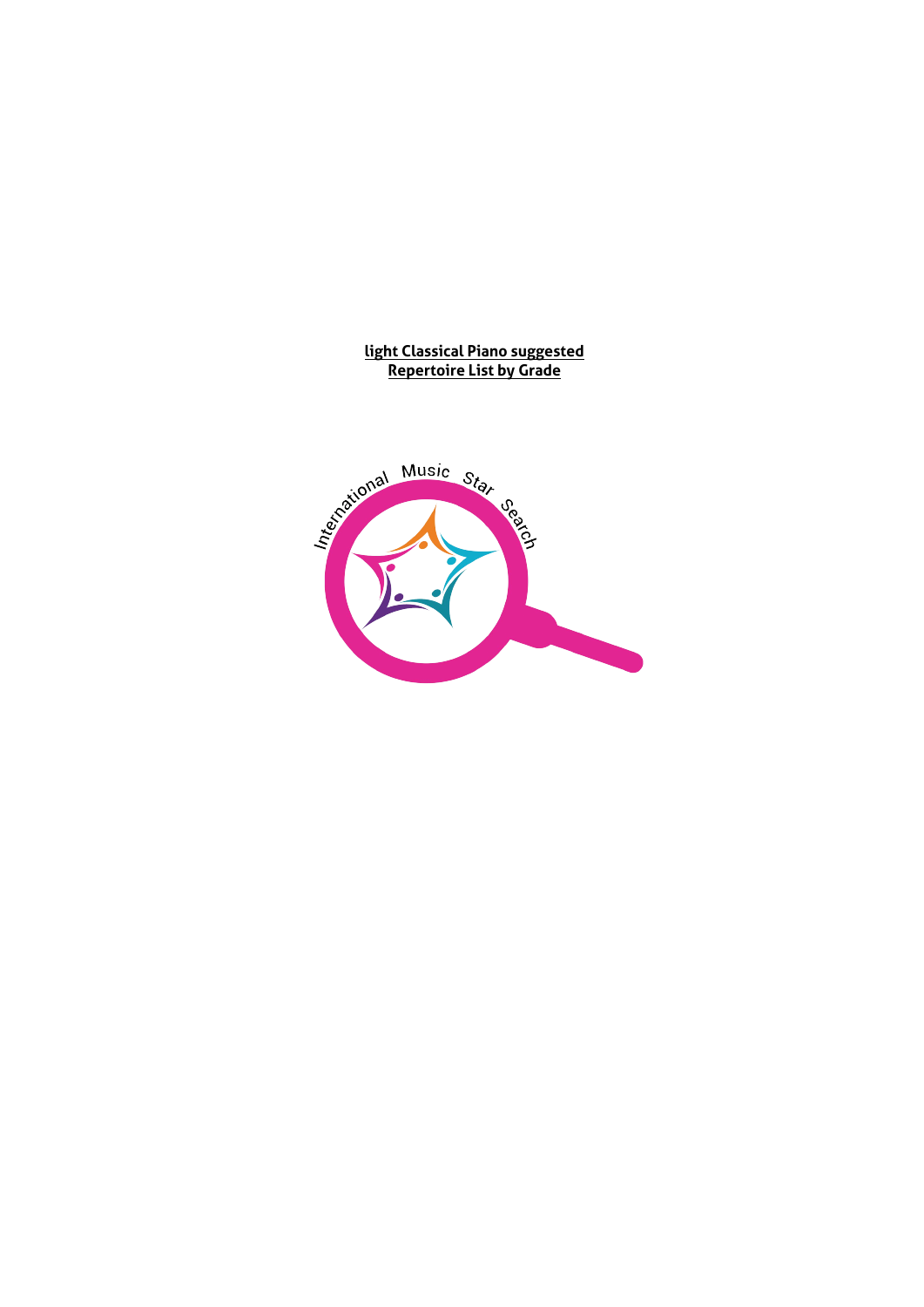**light Classical Piano suggested Repertoire List by Grade**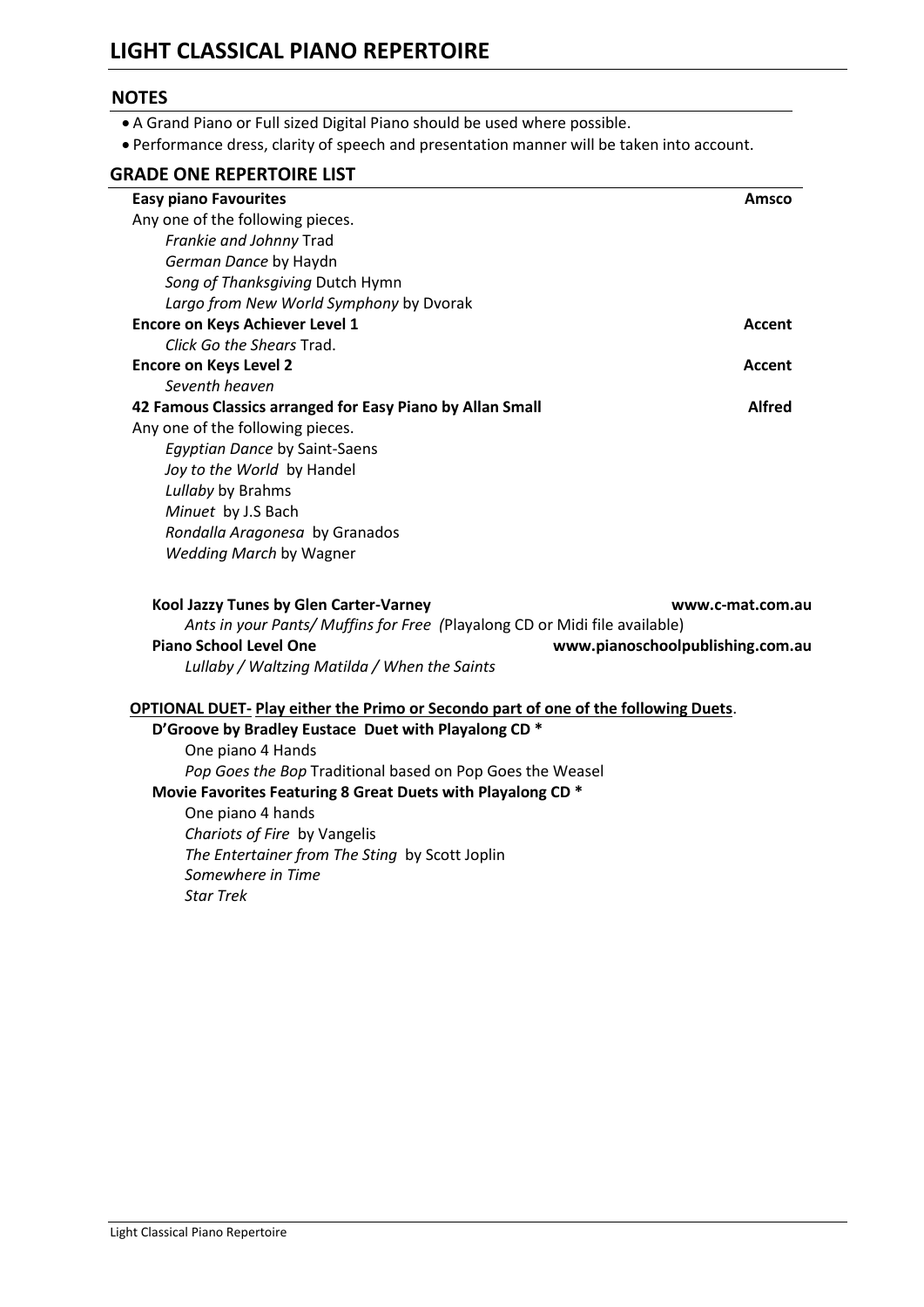# LIGHT CLASSICAL PIANO REPERTOIRE

## NOTES

- A Grand Piano or Full sized Digital Piano should be used where possible.
- Performance dress, clarity of speech and presentation manner will be taken into account.

## GRADE ONE REPERTOIRE LIST

**Easy piano Favourites** — **Amsco**

Any one of the following pieces.

*Frankie and Johnny* Trad
*German Dance* by Haydn
*Song of Thanksgiving* Dutch Hymn
*Largo from New World Symphony* by Dvorak

**Encore on Keys Achiever Level 1** — **Accent**

*Click Go the Shears* Trad.

**Encore on Keys Level 2** — **Accent**

*Seventh heaven*

**42 Famous Classics arranged for Easy Piano by Allan Small** — **Alfred**

Any one of the following pieces.

*Egyptian Dance* by Saint-Saens
*Joy to the World* by Handel
*Lullaby* by Brahms
*Minuet* by J.S Bach
*Rondalla Aragonesa* by Granados
*Wedding March* by Wagner

**Kool Jazzy Tunes by Glen Carter-Varney** — **www.c-mat.com.au**

*Ants in your Pants/ Muffins for Free (*Playalong CD or Midi file available)

**Piano School Level One** — **www.pianoschoolpublishing.com.au**

*Lullaby / Waltzing Matilda / When the Saints*

**OPTIONAL DUET- Play either the Primo or Secondo part of one of the following Duets**.

**D'Groove by Bradley Eustace Duet with Playalong CD \***

One piano 4 Hands
*Pop Goes the Bop* Traditional based on Pop Goes the Weasel

**Movie Favorites Featuring 8 Great Duets with Playalong CD \***

One piano 4 hands
*Chariots of Fire* by Vangelis
*The Entertainer from The Sting* by Scott Joplin
*Somewhere in Time*
*Star Trek*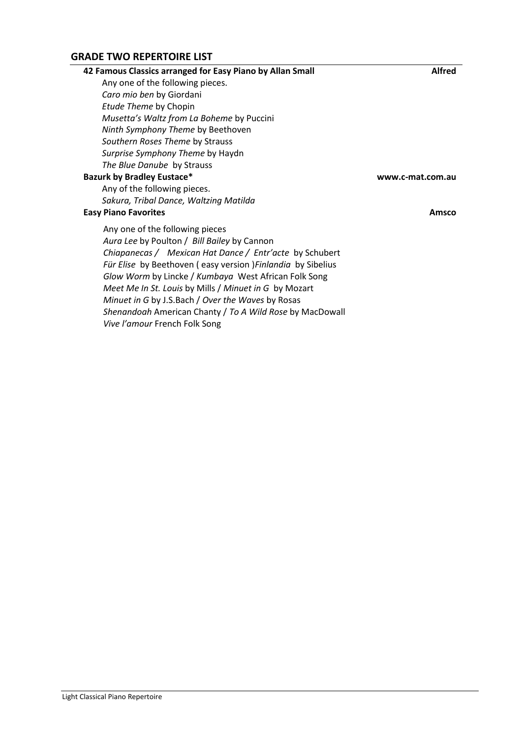## GRADE TWO REPERTOIRE LIST

**42 Famous Classics arranged for Easy Piano by Allan Small** — **Alfred**

Any one of the following pieces.
*Caro mio ben* by Giordani
*Etude Theme* by Chopin
*Musetta's Waltz from La Boheme* by Puccini
*Ninth Symphony Theme* by Beethoven
*Southern Roses Theme* by Strauss
*Surprise Symphony Theme* by Haydn
*The Blue Danube* by Strauss

**Bazurk by Bradley Eustace*** — **www.c-mat.com.au**

Any of the following pieces.
*Sakura, Tribal Dance, Waltzing Matilda*

**Easy Piano Favorites** — **Amsco**

Any one of the following pieces
*Aura Lee* by Poulton / *Bill Bailey* by Cannon
*Chiapanecas / Mexican Hat Dance / Entr'acte* by Schubert
*Für Elise* by Beethoven ( easy version )*Finlandia* by Sibelius
*Glow Worm* by Lincke / *Kumbaya* West African Folk Song
*Meet Me In St. Louis* by Mills / *Minuet in G* by Mozart
*Minuet in G* by J.S.Bach / *Over the Waves* by Rosas
*Shenandoah* American Chanty / *To A Wild Rose* by MacDowall
*Vive l'amour* French Folk Song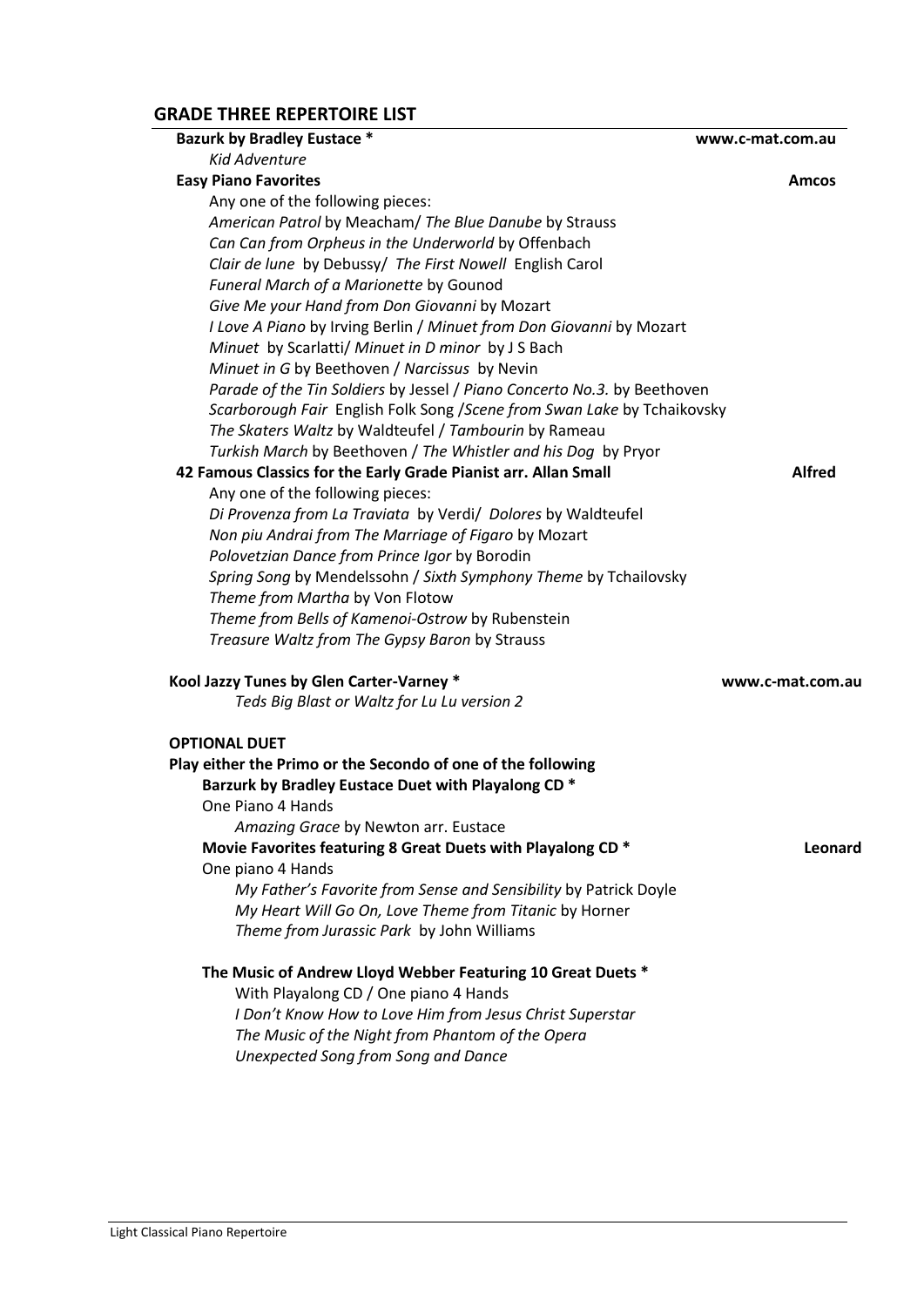## GRADE THREE REPERTOIRE LIST

**Bazurk by Bradley Eustace *** — **www.c-mat.com.au**

*Kid Adventure*

**Easy Piano Favorites** — **Amcos**

Any one of the following pieces:

*American Patrol* by Meacham/ *The Blue Danube* by Strauss
*Can Can from Orpheus in the Underworld* by Offenbach
*Clair de lune* by Debussy/ *The First Nowell* English Carol
*Funeral March of a Marionette* by Gounod
*Give Me your Hand from Don Giovanni* by Mozart
*I Love A Piano* by Irving Berlin / *Minuet from Don Giovanni* by Mozart
*Minuet* by Scarlatti/ *Minuet in D minor* by J S Bach
*Minuet in G* by Beethoven / *Narcissus* by Nevin
*Parade of the Tin Soldiers* by Jessel / *Piano Concerto No.3.* by Beethoven
*Scarborough Fair* English Folk Song /*Scene from Swan Lake* by Tchaikovsky
*The Skaters Waltz* by Waldteufel / *Tambourin* by Rameau
*Turkish March* by Beethoven / *The Whistler and his Dog* by Pryor

**42 Famous Classics for the Early Grade Pianist arr. Allan Small** — **Alfred**

Any one of the following pieces:

*Di Provenza from La Traviata* by Verdi/ *Dolores* by Waldteufel
*Non piu Andrai from The Marriage of Figaro* by Mozart
*Polovetzian Dance from Prince Igor* by Borodin
*Spring Song* by Mendelssohn / *Sixth Symphony Theme* by Tchailovsky
*Theme from Martha* by Von Flotow
*Theme from Bells of Kamenoi-Ostrow* by Rubenstein
*Treasure Waltz from The Gypsy Baron* by Strauss

**Kool Jazzy Tunes by Glen Carter-Varney *** — **www.c-mat.com.au**

*Teds Big Blast or Waltz for Lu Lu version 2*

**OPTIONAL DUET**

**Play either the Primo or the Secondo of one of the following**

**Barzurk by Bradley Eustace Duet with Playalong CD ***

One Piano 4 Hands

*Amazing Grace* by Newton arr. Eustace

**Movie Favorites featuring 8 Great Duets with Playalong CD *** — **Leonard**

One piano 4 Hands

*My Father's Favorite from Sense and Sensibility* by Patrick Doyle
*My Heart Will Go On, Love Theme from Titanic* by Horner
*Theme from Jurassic Park* by John Williams

**The Music of Andrew Lloyd Webber Featuring 10 Great Duets ***

With Playalong CD / One piano 4 Hands

*I Don't Know How to Love Him from Jesus Christ Superstar*
*The Music of the Night from Phantom of the Opera*
*Unexpected Song from Song and Dance*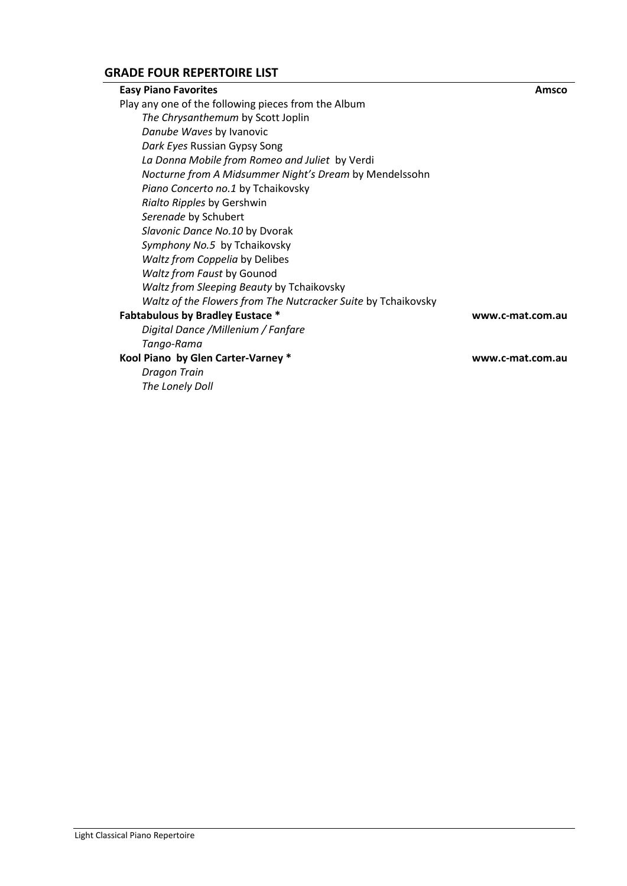## GRADE FOUR REPERTOIRE LIST

**Easy Piano Favorites** **Amsco**

Play any one of the following pieces from the Album

- *The Chrysanthemum* by Scott Joplin
- *Danube Waves* by Ivanovic
- *Dark Eyes* Russian Gypsy Song
- *La Donna Mobile from Romeo and Juliet* by Verdi
- *Nocturne from A Midsummer Night's Dream* by Mendelssohn
- *Piano Concerto no.1* by Tchaikovsky
- *Rialto Ripples* by Gershwin
- *Serenade* by Schubert
- *Slavonic Dance No.10* by Dvorak
- *Symphony No.5* by Tchaikovsky
- *Waltz from Coppelia* by Delibes
- *Waltz from Faust* by Gounod
- *Waltz from Sleeping Beauty* by Tchaikovsky
- *Waltz of the Flowers from The Nutcracker Suite* by Tchaikovsky

**Fabtabulous by Bradley Eustace *** **www.c-mat.com.au**

- *Digital Dance /Millenium / Fanfare*
- *Tango-Rama*

**Kool Piano by Glen Carter-Varney *** **www.c-mat.com.au**

- *Dragon Train*
- *The Lonely Doll*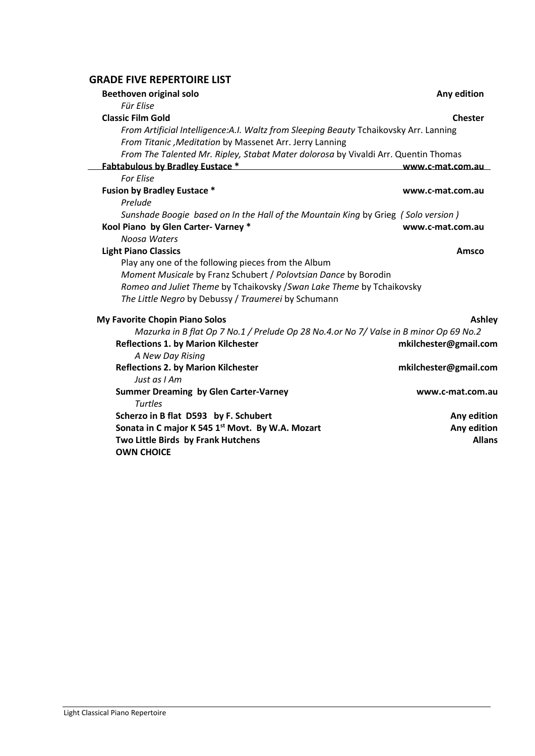## GRADE FIVE REPERTOIRE LIST

**Beethoven original solo** — **Any edition**
*Für Elise*

**Classic Film Gold** — **Chester**
*From Artificial Intelligence:A.I. Waltz from Sleeping Beauty* Tchaikovsky Arr. Lanning
*From Titanic ,Meditation* by Massenet Arr. Jerry Lanning
*From The Talented Mr. Ripley, Stabat Mater dolorosa* by Vivaldi Arr. Quentin Thomas

**Fabtabulous by Bradley Eustace *** — **www.c-mat.com.au**
*For Elise*

**Fusion by Bradley Eustace *** — **www.c-mat.com.au**
*Prelude*
*Sunshade Boogie based on In the Hall of the Mountain King* by Grieg *( Solo version )*

**Kool Piano by Glen Carter- Varney *** — **www.c-mat.com.au**
*Noosa Waters*

**Light Piano Classics** — **Amsco**
Play any one of the following pieces from the Album
*Moment Musicale* by Franz Schubert / *Polovtsian Dance* by Borodin
*Romeo and Juliet Theme* by Tchaikovsky /*Swan Lake Theme* by Tchaikovsky
*The Little Negro* by Debussy / *Traumerei* by Schumann

**My Favorite Chopin Piano Solos** — **Ashley**
*Mazurka in B flat Op 7 No.1 / Prelude Op 28 No.4.or No 7/ Valse in B minor Op 69 No.2*

**Reflections 1. by Marion Kilchester** — **mkilchester@gmail.com**
*A New Day Rising*

**Reflections 2. by Marion Kilchester** — **mkilchester@gmail.com**
*Just as I Am*

**Summer Dreaming by Glen Carter-Varney** — **www.c-mat.com.au**
*Turtles*

**Scherzo in B flat D593 by F. Schubert** — **Any edition**

**Sonata in C major K 545 1st Movt. By W.A. Mozart** — **Any edition**

**Two Little Birds by Frank Hutchens** — **Allans**

**OWN CHOICE**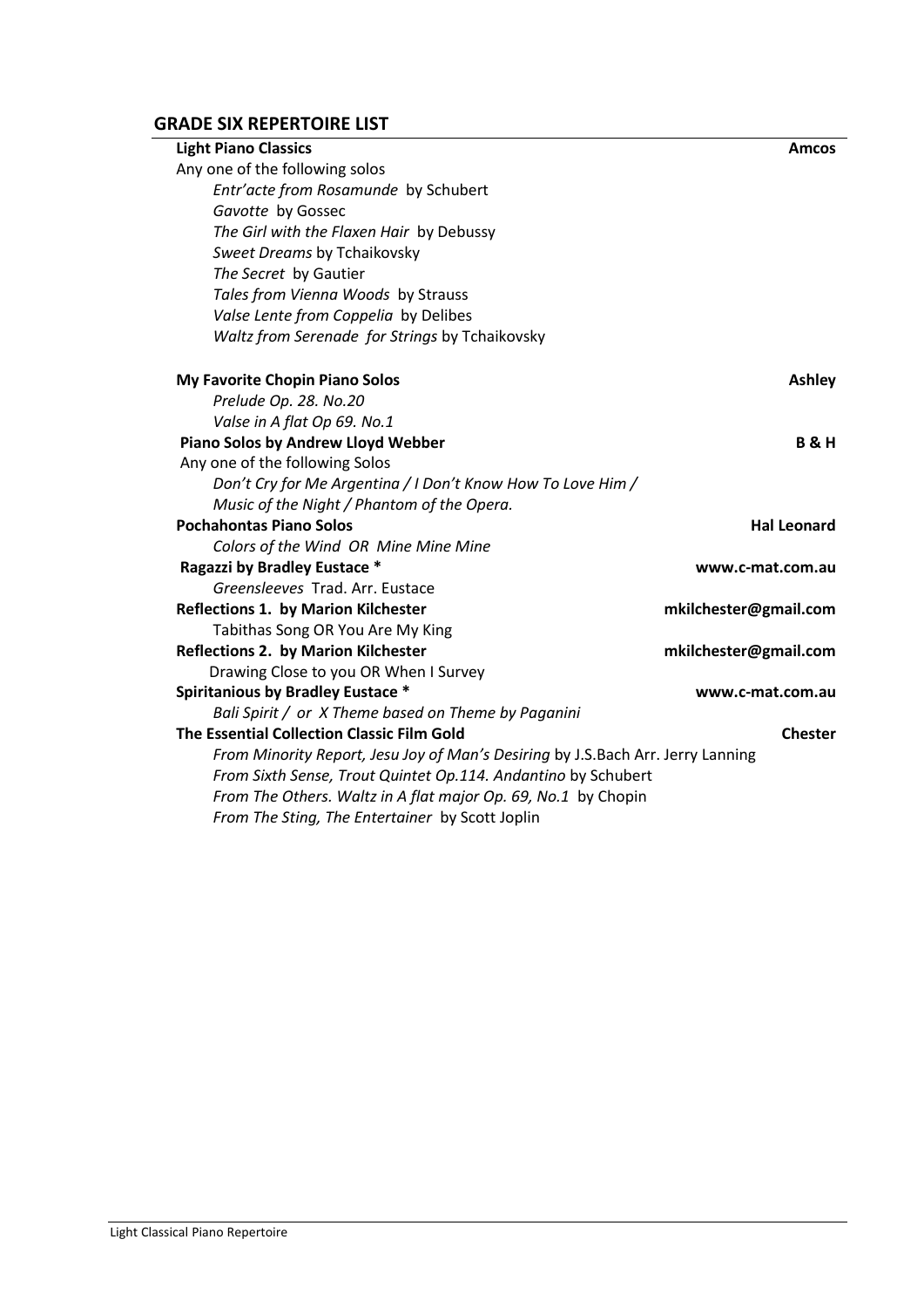## GRADE SIX REPERTOIRE LIST

| | |
|---|---|
| **Light Piano Classics** | **Amcos** |
| Any one of the following solos | |
| *Entr'acte from Rosamunde* by Schubert | |
| *Gavotte* by Gossec | |
| *The Girl with the Flaxen Hair* by Debussy | |
| *Sweet Dreams* by Tchaikovsky | |
| *The Secret* by Gautier | |
| *Tales from Vienna Woods* by Strauss | |
| *Valse Lente from Coppelia* by Delibes | |
| *Waltz from Serenade for Strings* by Tchaikovsky | |
| | |
| **My Favorite Chopin Piano Solos** | **Ashley** |
| *Prelude Op. 28. No.20* | |
| *Valse in A flat Op 69. No.1* | |
| **Piano Solos by Andrew Lloyd Webber** | **B & H** |
| Any one of the following Solos | |
| *Don't Cry for Me Argentina / I Don't Know How To Love Him / Music of the Night / Phantom of the Opera.* | |
| **Pochahontas Piano Solos** | **Hal Leonard** |
| *Colors of the Wind OR Mine Mine Mine* | |
| **Ragazzi by Bradley Eustace *** | **www.c-mat.com.au** |
| *Greensleeves* Trad. Arr. Eustace | |
| **Reflections 1. by Marion Kilchester** | **mkilchester@gmail.com** |
| Tabithas Song OR You Are My King | |
| **Reflections 2. by Marion Kilchester** | **mkilchester@gmail.com** |
| Drawing Close to you OR When I Survey | |
| **Spiritanious by Bradley Eustace *** | **www.c-mat.com.au** |
| *Bali Spirit / or X Theme based on Theme by Paganini* | |
| **The Essential Collection Classic Film Gold** | **Chester** |
| *From Minority Report, Jesu Joy of Man's Desiring* by J.S.Bach Arr. Jerry Lanning | |
| *From Sixth Sense, Trout Quintet Op.114. Andantino* by Schubert | |
| *From The Others. Waltz in A flat major Op. 69, No.1* by Chopin | |
| *From The Sting, The Entertainer* by Scott Joplin | |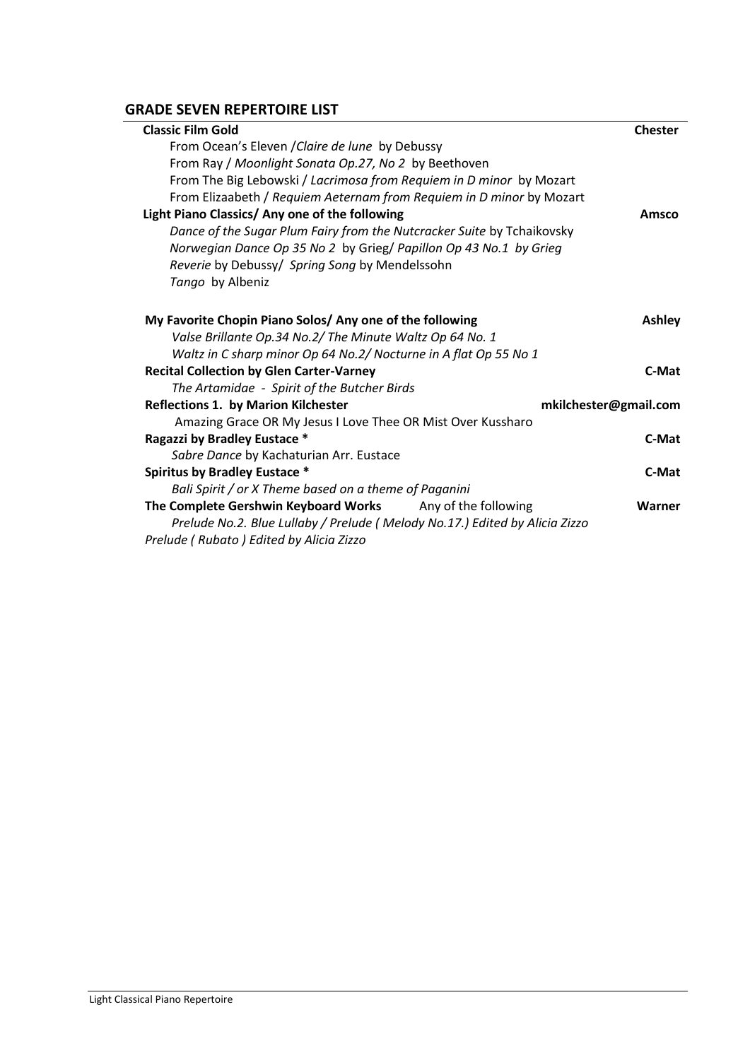## GRADE SEVEN REPERTOIRE LIST

| | |
|---|---|
| **Classic Film Gold** | **Chester** |
| From Ocean's Eleven /*Claire de lune* by Debussy | |
| From Ray / *Moonlight Sonata Op.27, No 2* by Beethoven | |
| From The Big Lebowski / *Lacrimosa from Requiem in D minor* by Mozart | |
| From Elizaabeth / *Requiem Aeternam from Requiem in D minor* by Mozart | |
| **Light Piano Classics/ Any one of the following** | **Amsco** |
| *Dance of the Sugar Plum Fairy from the Nutcracker Suite* by Tchaikovsky | |
| *Norwegian Dance Op 35 No 2* by Grieg/ *Papillon Op 43 No.1 by Grieg* | |
| *Reverie* by Debussy/ *Spring Song* by Mendelssohn | |
| *Tango* by Albeniz | |
| **My Favorite Chopin Piano Solos/ Any one of the following** | **Ashley** |
| *Valse Brillante Op.34 No.2/ The Minute Waltz Op 64 No. 1* | |
| *Waltz in C sharp minor Op 64 No.2/ Nocturne in A flat Op 55 No 1* | |
| **Recital Collection by Glen Carter-Varney** | **C-Mat** |
| *The Artamidae - Spirit of the Butcher Birds* | |
| **Reflections 1. by Marion Kilchester** | **mkilchester@gmail.com** |
| Amazing Grace OR My Jesus I Love Thee OR Mist Over Kussharo | |
| **Ragazzi by Bradley Eustace *** | **C-Mat** |
| *Sabre Dance* by Kachaturian Arr. Eustace | |
| **Spiritus by Bradley Eustace *** | **C-Mat** |
| *Bali Spirit / or X Theme based on a theme of Paganini* | |
| **The Complete Gershwin Keyboard Works** Any of the following | **Warner** |
| *Prelude No.2. Blue Lullaby / Prelude ( Melody No.17.) Edited by Alicia Zizzo* | |
| *Prelude ( Rubato ) Edited by Alicia Zizzo* | |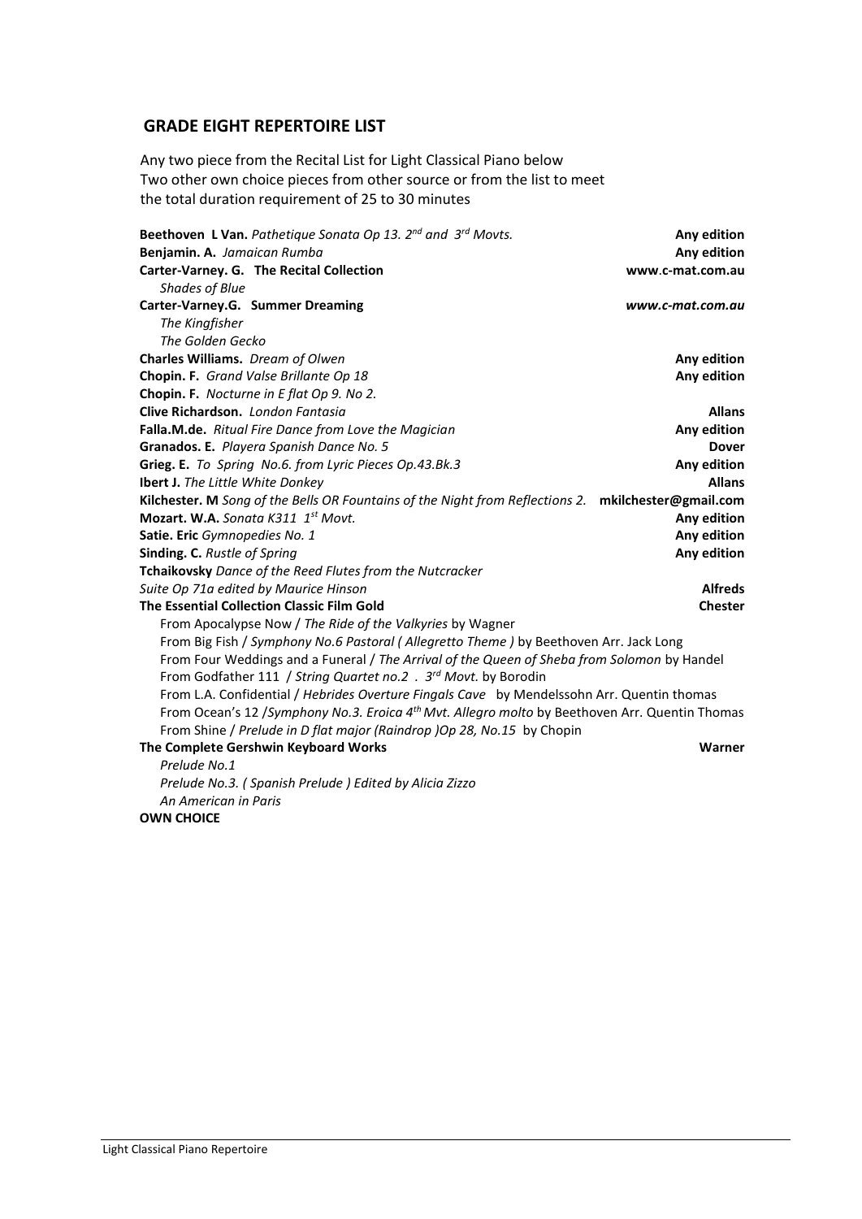## GRADE EIGHT REPERTOIRE LIST

Any two piece from the Recital List for Light Classical Piano below
Two other own choice pieces from other source or from the list to meet the total duration requirement of 25 to 30 minutes

| | |
|---|---|
| **Beethoven L Van.** *Pathetique Sonata Op 13. 2nd and 3rd Movts.* | **Any edition** |
| **Benjamin. A.** *Jamaican Rumba* | **Any edition** |
| **Carter-Varney. G. The Recital Collection** | **www.c-mat.com.au** |
| *Shades of Blue* | |
| **Carter-Varney.G. Summer Dreaming** | ***www.c-mat.com.au*** |
| *The Kingfisher* | |
| *The Golden Gecko* | |
| **Charles Williams.** *Dream of Olwen* | **Any edition** |
| **Chopin. F.** *Grand Valse Brillante Op 18* | **Any edition** |
| **Chopin. F.** *Nocturne in E flat Op 9. No 2.* | |
| **Clive Richardson.** *London Fantasia* | **Allans** |
| **Falla.M.de.** *Ritual Fire Dance from Love the Magician* | **Any edition** |
| **Granados. E.** *Playera Spanish Dance No. 5* | **Dover** |
| **Grieg. E.** *To Spring No.6. from Lyric Pieces Op.43.Bk.3* | **Any edition** |
| **Ibert J.** *The Little White Donkey* | **Allans** |
| **Kilchester. M** *Song of the Bells OR Fountains of the Night from Reflections 2.* | **mkilchester@gmail.com** |
| **Mozart. W.A.** *Sonata K311 1st Movt.* | **Any edition** |
| **Satie. Eric** *Gymnopedies No. 1* | **Any edition** |
| **Sinding. C.** *Rustle of Spring* | **Any edition** |
| **Tchaikovsky** *Dance of the Reed Flutes from the Nutcracker Suite Op 71a edited by Maurice Hinson* | **Alfreds** |
| **The Essential Collection Classic Film Gold** | **Chester** |

From Apocalypse Now / *The Ride of the Valkyries* by Wagner
From Big Fish / *Symphony No.6 Pastoral ( Allegretto Theme )* by Beethoven Arr. Jack Long
From Four Weddings and a Funeral / *The Arrival of the Queen of Sheba from Solomon* by Handel
From Godfather 111 / *String Quartet no.2 . 3rd Movt.* by Borodin
From L.A. Confidential / *Hebrides Overture Fingals Cave* by Mendelssohn Arr. Quentin thomas
From Ocean's 12 /*Symphony No.3. Eroica 4th Mvt. Allegro molto* by Beethoven Arr. Quentin Thomas
From Shine / *Prelude in D flat major (Raindrop )Op 28, No.15* by Chopin

| | |
|---|---|
| **The Complete Gershwin Keyboard Works** | **Warner** |

*Prelude No.1*
*Prelude No.3. ( Spanish Prelude ) Edited by Alicia Zizzo*
*An American in Paris*

**OWN CHOICE**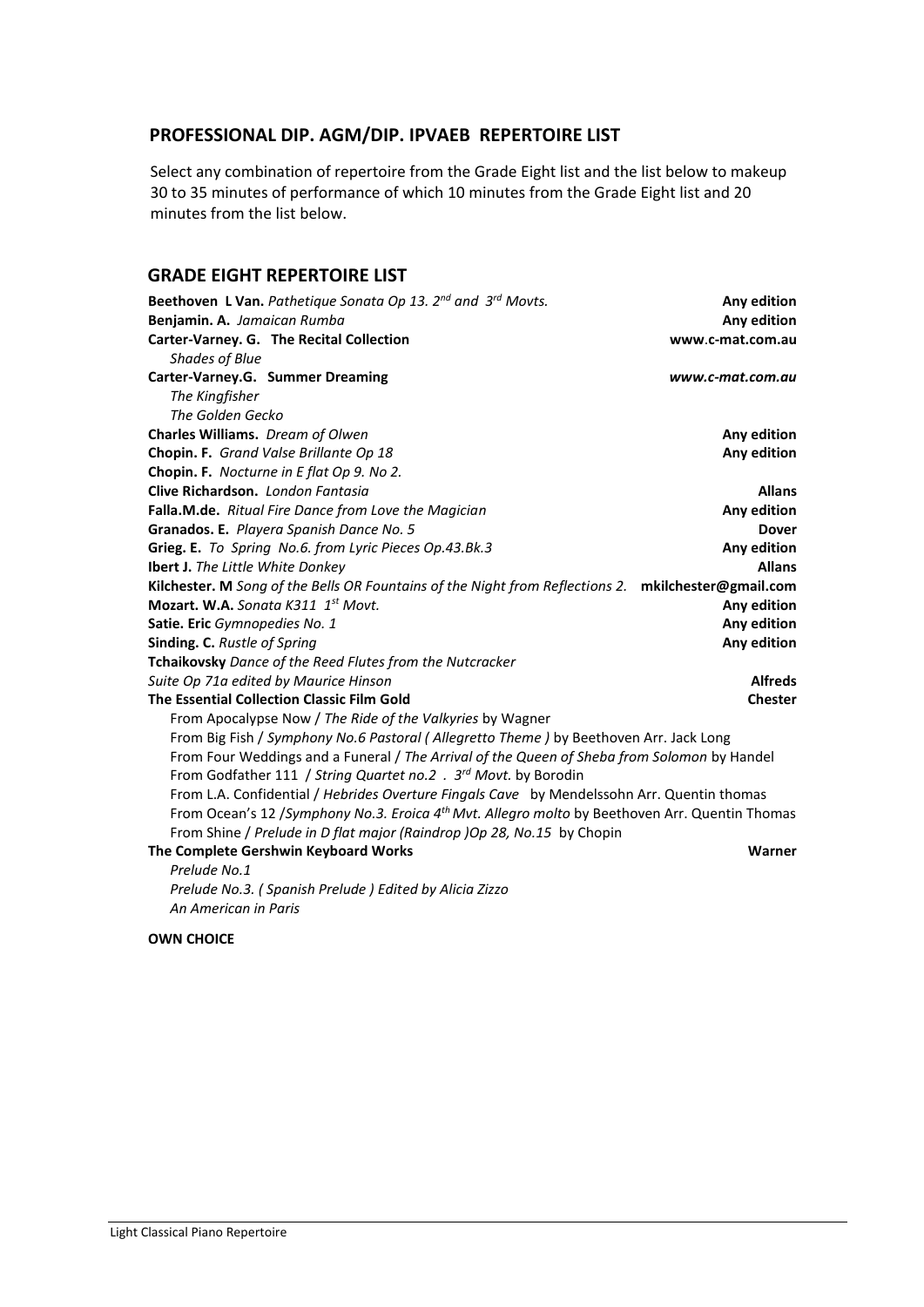## PROFESSIONAL DIP. AGM/DIP. IPVAEB REPERTOIRE LIST

Select any combination of repertoire from the Grade Eight list and the list below to makeup 30 to 35 minutes of performance of which 10 minutes from the Grade Eight list and 20 minutes from the list below.

## GRADE EIGHT REPERTOIRE LIST

| | |
|---|---|
| **Beethoven L Van.** *Pathetique Sonata Op 13. 2nd and 3rd Movts.* | **Any edition** |
| **Benjamin. A.** *Jamaican Rumba* | **Any edition** |
| **Carter-Varney. G. The Recital Collection** | **www.c-mat.com.au** |
| *Shades of Blue* | |
| **Carter-Varney.G. Summer Dreaming** | ***www.c-mat.com.au*** |
| *The Kingfisher* | |
| *The Golden Gecko* | |
| **Charles Williams.** *Dream of Olwen* | **Any edition** |
| **Chopin. F.** *Grand Valse Brillante Op 18* | **Any edition** |
| **Chopin. F.** *Nocturne in E flat Op 9. No 2.* | |
| **Clive Richardson.** *London Fantasia* | **Allans** |
| **Falla.M.de.** *Ritual Fire Dance from Love the Magician* | **Any edition** |
| **Granados. E.** *Playera Spanish Dance No. 5* | **Dover** |
| **Grieg. E.** *To Spring No.6. from Lyric Pieces Op.43.Bk.3* | **Any edition** |
| **Ibert J.** *The Little White Donkey* | **Allans** |
| **Kilchester. M** *Song of the Bells OR Fountains of the Night from Reflections 2.* | **mkilchester@gmail.com** |
| **Mozart. W.A.** *Sonata K311 1st Movt.* | **Any edition** |
| **Satie. Eric** *Gymnopedies No. 1* | **Any edition** |
| **Sinding. C.** *Rustle of Spring* | **Any edition** |
| **Tchaikovsky** *Dance of the Reed Flutes from the Nutcracker Suite Op 71a edited by Maurice Hinson* | **Alfreds** |
| **The Essential Collection Classic Film Gold** | **Chester** |
| From Apocalypse Now / *The Ride of the Valkyries* by Wagner | |
| From Big Fish / *Symphony No.6 Pastoral ( Allegretto Theme )* by Beethoven Arr. Jack Long | |
| From Four Weddings and a Funeral / *The Arrival of the Queen of Sheba from Solomon* by Handel | |
| From Godfather 111 / *String Quartet no.2 . 3rd Movt.* by Borodin | |
| From L.A. Confidential / *Hebrides Overture Fingals Cave* by Mendelssohn Arr. Quentin thomas | |
| From Ocean's 12 /*Symphony No.3. Eroica 4th Mvt. Allegro molto* by Beethoven Arr. Quentin Thomas | |
| From Shine / *Prelude in D flat major (Raindrop )Op 28, No.15* by Chopin | |
| **The Complete Gershwin Keyboard Works** | **Warner** |
| *Prelude No.1* | |
| *Prelude No.3. ( Spanish Prelude ) Edited by Alicia Zizzo* | |
| *An American in Paris* | |

**OWN CHOICE**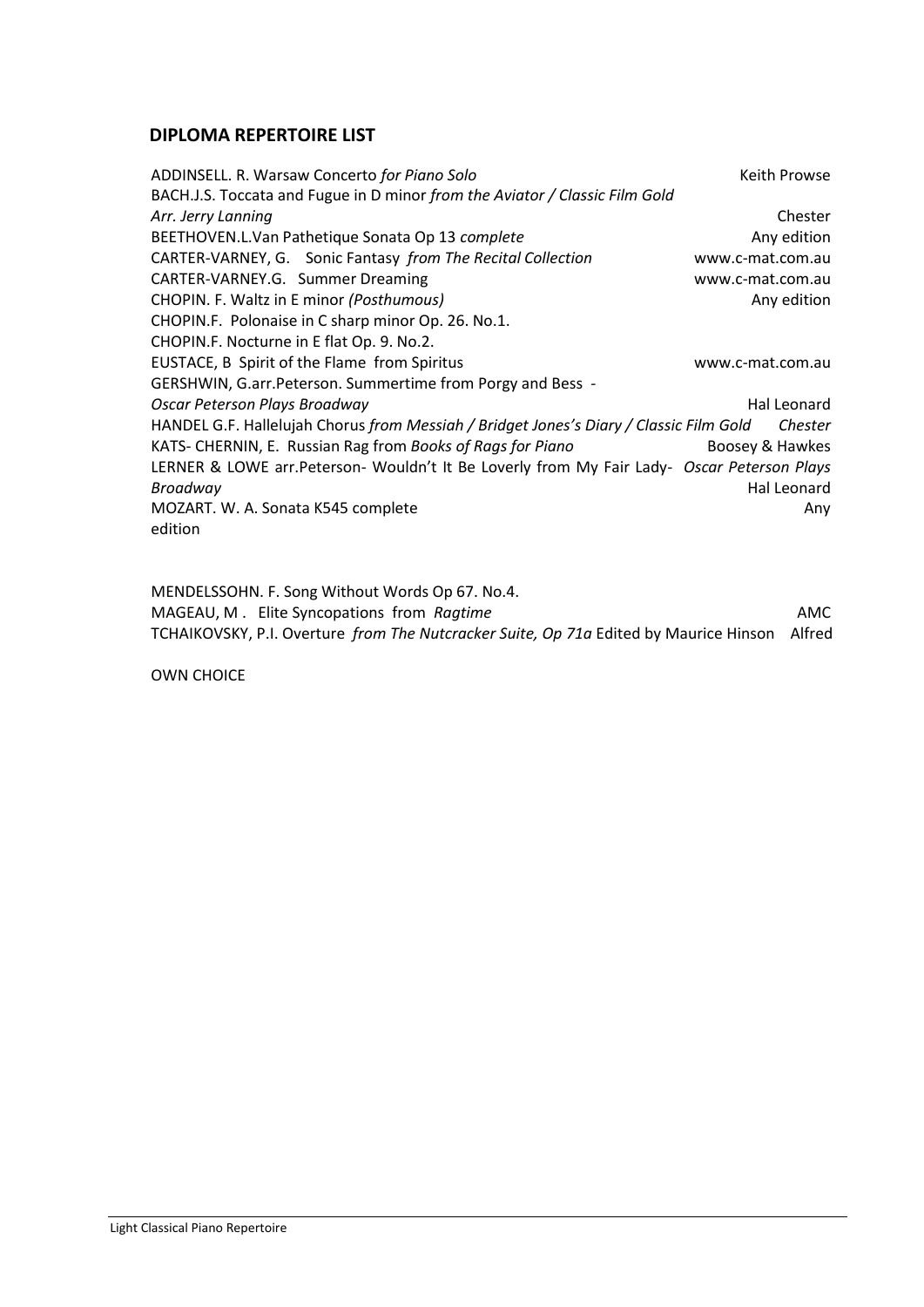## DIPLOMA REPERTOIRE LIST

ADDINSELL. R. Warsaw Concerto *for Piano Solo* Keith Prowse
BACH.J.S. Toccata and Fugue in D minor *from the Aviator / Classic Film Gold*
*Arr. Jerry Lanning* Chester
BEETHOVEN.L.Van Pathetique Sonata Op 13 *complete* Any edition
CARTER-VARNEY, G. Sonic Fantasy *from The Recital Collection* www.c-mat.com.au
CARTER-VARNEY.G. Summer Dreaming www.c-mat.com.au
CHOPIN. F. Waltz in E minor *(Posthumous)* Any edition
CHOPIN.F. Polonaise in C sharp minor Op. 26. No.1.
CHOPIN.F. Nocturne in E flat Op. 9. No.2.
EUSTACE, B Spirit of the Flame from Spiritus www.c-mat.com.au
GERSHWIN, G.arr.Peterson. Summertime from Porgy and Bess -
*Oscar Peterson Plays Broadway* Hal Leonard
HANDEL G.F. Hallelujah Chorus *from Messiah / Bridget Jones's Diary / Classic Film Gold* *Chester*
KATS- CHERNIN, E. Russian Rag from *Books of Rags for Piano* Boosey & Hawkes
LERNER & LOWE arr.Peterson- Wouldn't It Be Loverly from My Fair Lady- *Oscar Peterson Plays Broadway* Hal Leonard
MOZART. W. A. Sonata K545 complete Any edition

MENDELSSOHN. F. Song Without Words Op 67. No.4.
MAGEAU, M . Elite Syncopations from *Ragtime* AMC
TCHAIKOVSKY, P.I. Overture *from The Nutcracker Suite, Op 71a* Edited by Maurice Hinson Alfred

OWN CHOICE